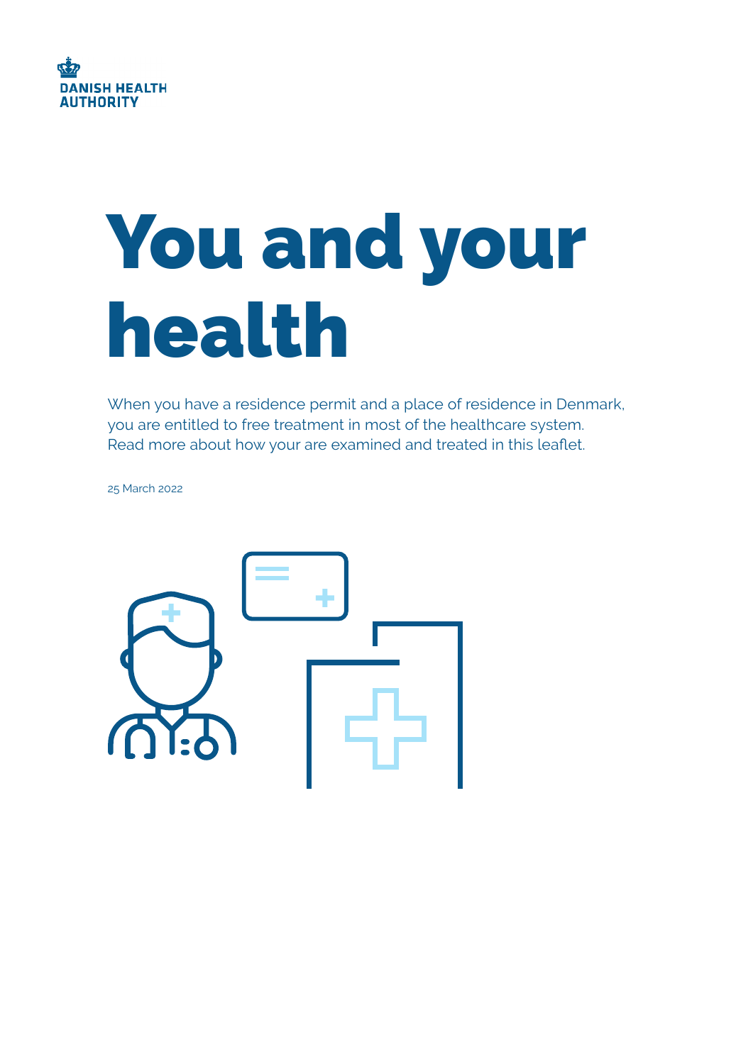DANISH HEALTH AUTHORITY

# You and your health

When you have a residence permit and a place of residence in Denmark, you are entitled to free treatment in most of the healthcare system. Read more about how your are examined and treated in this leaflet.

25 March 2022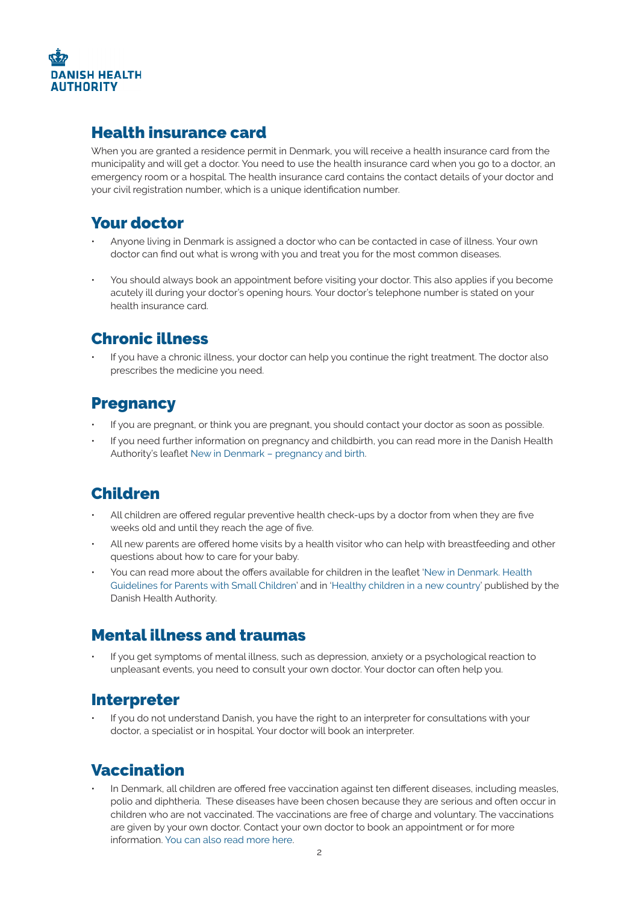## Health insurance card

When you are granted a residence permit in Denmark, you will receive a health insurance card from the municipality and will get a doctor. You need to use the health insurance card when you go to a doctor, an emergency room or a hospital. The health insurance card contains the contact details of your doctor and your civil registration number, which is a unique identification number.

## Your doctor

- Anyone living in Denmark is assigned a doctor who can be contacted in case of illness. Your own doctor can find out what is wrong with you and treat you for the most common diseases.
- You should always book an appointment before visiting your doctor. This also applies if you become acutely ill during your doctor's opening hours. Your doctor's telephone number is stated on your health insurance card.

## Chronic illness

- If you have a chronic illness, your doctor can help you continue the right treatment. The doctor also prescribes the medicine you need.

## Pregnancy

- If you are pregnant, or think you are pregnant, you should contact your doctor as soon as possible.
- If you need further information on pregnancy and childbirth, you can read more in the Danish Health Authority's leaflet New in Denmark – pregnancy and birth.

## Children

- All children are offered regular preventive health check-ups by a doctor from when they are five weeks old and until they reach the age of five.
- All new parents are offered home visits by a health visitor who can help with breastfeeding and other questions about how to care for your baby.
- You can read more about the offers available for children in the leaflet 'New in Denmark. Health Guidelines for Parents with Small Children' and in 'Healthy children in a new country' published by the Danish Health Authority.

## Mental illness and traumas

- If you get symptoms of mental illness, such as depression, anxiety or a psychological reaction to unpleasant events, you need to consult your own doctor. Your doctor can often help you.

## Interpreter

- If you do not understand Danish, you have the right to an interpreter for consultations with your doctor, a specialist or in hospital. Your doctor will book an interpreter.

## Vaccination

- In Denmark, all children are offered free vaccination against ten different diseases, including measles, polio and diphtheria. These diseases have been chosen because they are serious and often occur in children who are not vaccinated. The vaccinations are free of charge and voluntary. The vaccinations are given by your own doctor. Contact your own doctor to book an appointment or for more information. You can also read more here.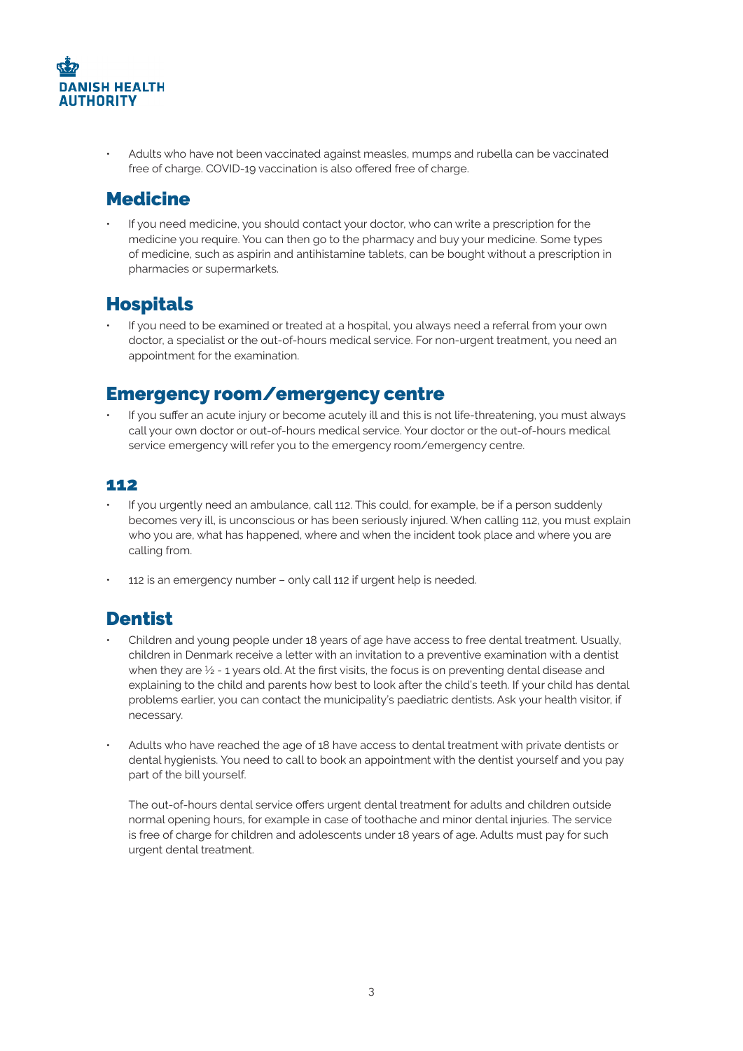- Adults who have not been vaccinated against measles, mumps and rubella can be vaccinated free of charge. COVID-19 vaccination is also offered free of charge.

## Medicine

- If you need medicine, you should contact your doctor, who can write a prescription for the medicine you require. You can then go to the pharmacy and buy your medicine. Some types of medicine, such as aspirin and antihistamine tablets, can be bought without a prescription in pharmacies or supermarkets.

## Hospitals

- If you need to be examined or treated at a hospital, you always need a referral from your own doctor, a specialist or the out-of-hours medical service. For non-urgent treatment, you need an appointment for the examination.

## Emergency room/emergency centre

- If you suffer an acute injury or become acutely ill and this is not life-threatening, you must always call your own doctor or out-of-hours medical service. Your doctor or the out-of-hours medical service emergency will refer you to the emergency room/emergency centre.

### 112

- If you urgently need an ambulance, call 112. This could, for example, be if a person suddenly becomes very ill, is unconscious or has been seriously injured. When calling 112, you must explain who you are, what has happened, where and when the incident took place and where you are calling from.

- 112 is an emergency number – only call 112 if urgent help is needed.

## Dentist

- Children and young people under 18 years of age have access to free dental treatment. Usually, children in Denmark receive a letter with an invitation to a preventive examination with a dentist when they are ½ - 1 years old. At the first visits, the focus is on preventing dental disease and explaining to the child and parents how best to look after the child's teeth. If your child has dental problems earlier, you can contact the municipality's paediatric dentists. Ask your health visitor, if necessary.

- Adults who have reached the age of 18 have access to dental treatment with private dentists or dental hygienists. You need to call to book an appointment with the dentist yourself and you pay part of the bill yourself.

  The out-of-hours dental service offers urgent dental treatment for adults and children outside normal opening hours, for example in case of toothache and minor dental injuries. The service is free of charge for children and adolescents under 18 years of age. Adults must pay for such urgent dental treatment.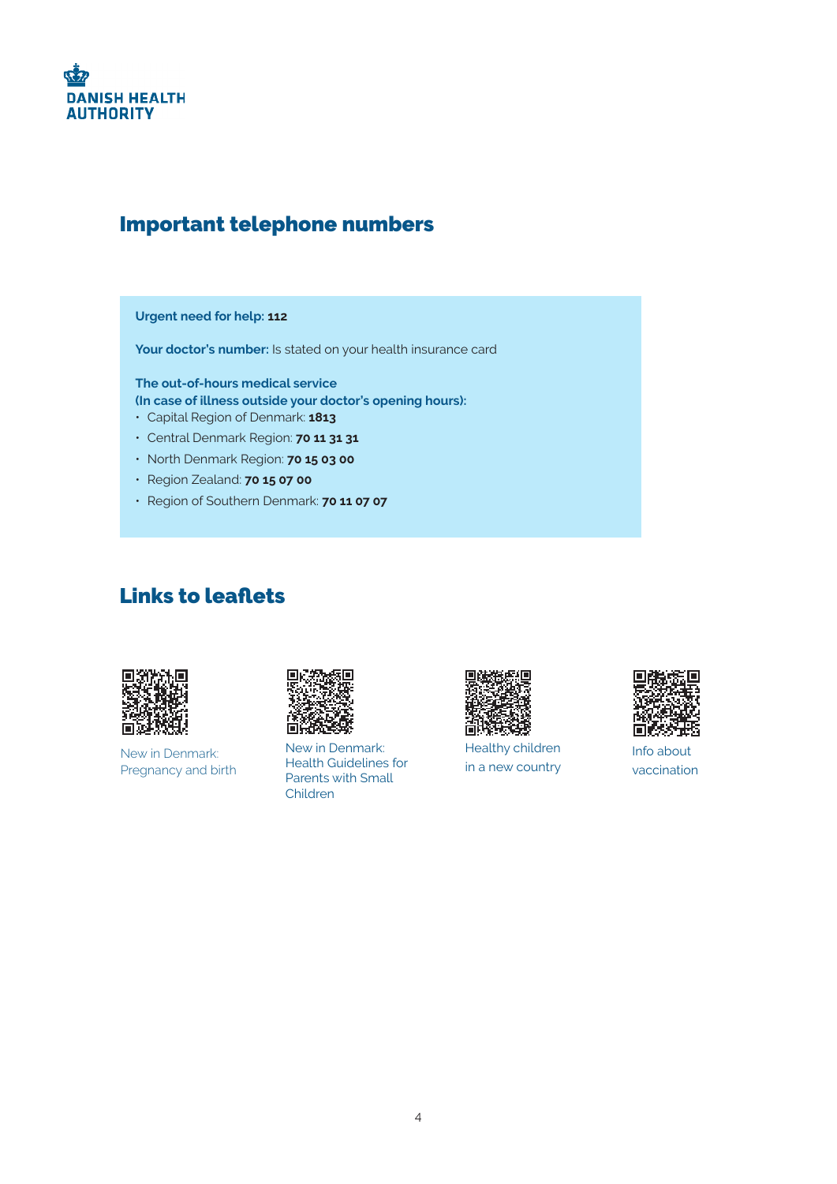DANISH HEALTH AUTHORITY

## Important telephone numbers

**Urgent need for help: 112**

**Your doctor's number:** Is stated on your health insurance card

**The out-of-hours medical service**
**(In case of illness outside your doctor's opening hours):**

- Capital Region of Denmark: **1813**
- Central Denmark Region: **70 11 31 31**
- North Denmark Region: **70 15 03 00**
- Region Zealand: **70 15 07 00**
- Region of Southern Denmark: **70 11 07 07**

## Links to leaflets

New in Denmark: Pregnancy and birth

New in Denmark: Health Guidelines for Parents with Small Children

Healthy children in a new country

Info about vaccination